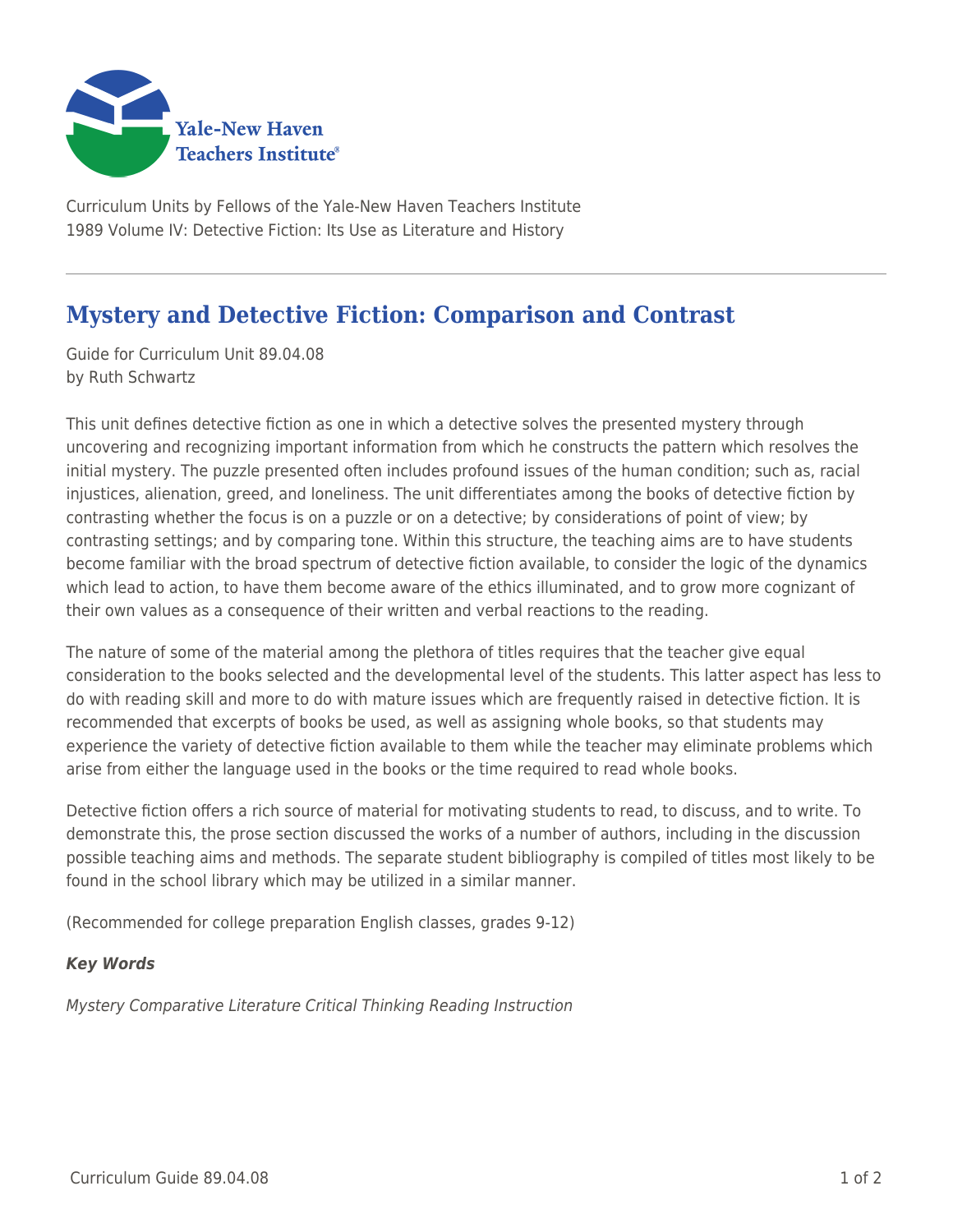Curriculum Units by Fellows of the Yale-New Haven Teachers Institute
1989 Volume IV: Detective Fiction: Its Use as Literature and History

# Mystery and Detective Fiction: Comparison and Contrast

Guide for Curriculum Unit 89.04.08
by Ruth Schwartz

This unit defines detective fiction as one in which a detective solves the presented mystery through uncovering and recognizing important information from which he constructs the pattern which resolves the initial mystery. The puzzle presented often includes profound issues of the human condition; such as, racial injustices, alienation, greed, and loneliness. The unit differentiates among the books of detective fiction by contrasting whether the focus is on a puzzle or on a detective; by considerations of point of view; by contrasting settings; and by comparing tone. Within this structure, the teaching aims are to have students become familiar with the broad spectrum of detective fiction available, to consider the logic of the dynamics which lead to action, to have them become aware of the ethics illuminated, and to grow more cognizant of their own values as a consequence of their written and verbal reactions to the reading.

The nature of some of the material among the plethora of titles requires that the teacher give equal consideration to the books selected and the developmental level of the students. This latter aspect has less to do with reading skill and more to do with mature issues which are frequently raised in detective fiction. It is recommended that excerpts of books be used, as well as assigning whole books, so that students may experience the variety of detective fiction available to them while the teacher may eliminate problems which arise from either the language used in the books or the time required to read whole books.

Detective fiction offers a rich source of material for motivating students to read, to discuss, and to write. To demonstrate this, the prose section discussed the works of a number of authors, including in the discussion possible teaching aims and methods. The separate student bibliography is compiled of titles most likely to be found in the school library which may be utilized in a similar manner.

(Recommended for college preparation English classes, grades 9-12)

***Key Words***

*Mystery Comparative Literature Critical Thinking Reading Instruction*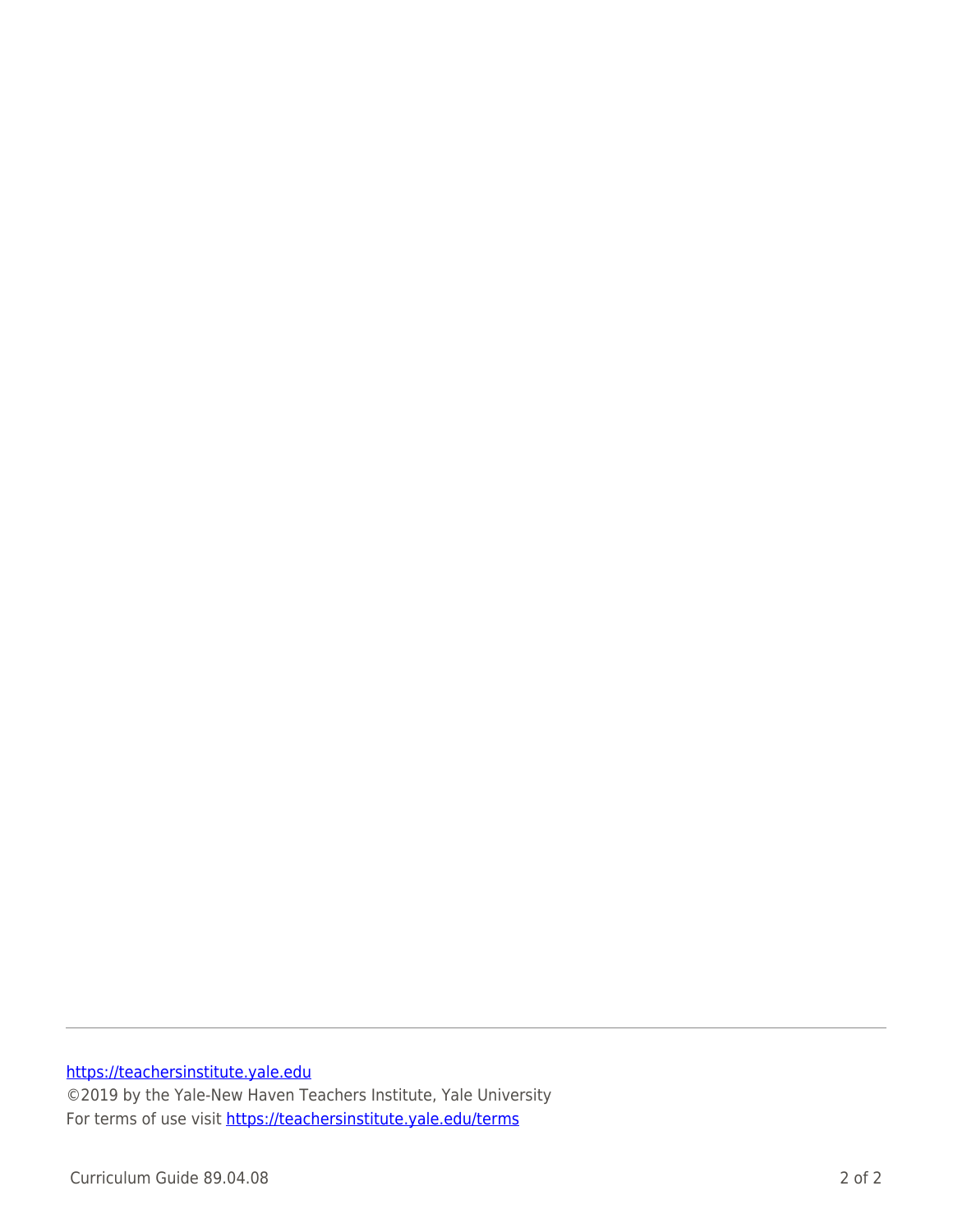https://teachersinstitute.yale.edu
©2019 by the Yale-New Haven Teachers Institute, Yale University
For terms of use visit https://teachersinstitute.yale.edu/terms